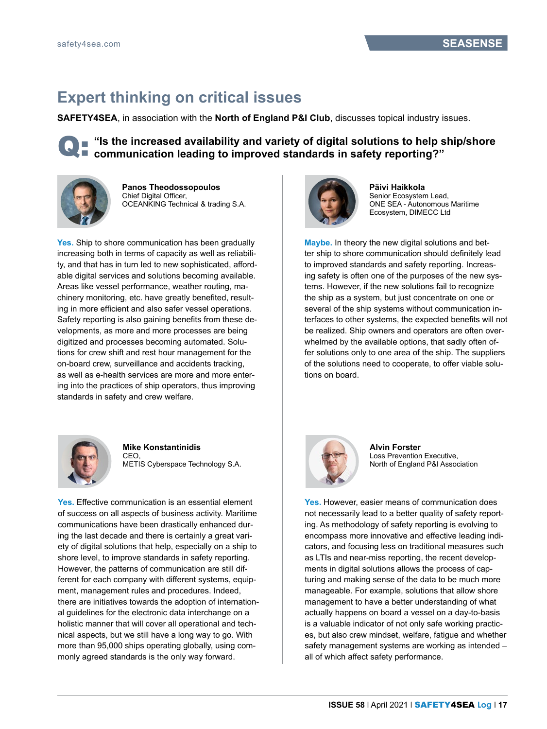# Expert thinking on critical issues

**SAFETY4SEA**, in association with the **North of England P&I Club**, discusses topical industry issues.

## Q: "Is the increased availability and variety of digital solutions to help ship/shore communication leading to improved standards in safety reporting?"

**Panos Theodossopoulos**
Chief Digital Officer,
OCEANKING Technical & trading S.A.

**Yes.** Ship to shore communication has been gradually increasing both in terms of capacity as well as reliability, and that has in turn led to new sophisticated, affordable digital services and solutions becoming available. Areas like vessel performance, weather routing, machinery monitoring, etc. have greatly benefited, resulting in more efficient and also safer vessel operations. Safety reporting is also gaining benefits from these developments, as more and more processes are being digitized and processes becoming automated. Solutions for crew shift and rest hour management for the on-board crew, surveillance and accidents tracking, as well as e-health services are more and more entering into the practices of ship operators, thus improving standards in safety and crew welfare.

**Mike Konstantinidis**
CEO,
METIS Cyberspace Technology S.A.

**Yes.** Effective communication is an essential element of success on all aspects of business activity. Maritime communications have been drastically enhanced during the last decade and there is certainly a great variety of digital solutions that help, especially on a ship to shore level, to improve standards in safety reporting. However, the patterns of communication are still different for each company with different systems, equipment, management rules and procedures. Indeed, there are initiatives towards the adoption of international guidelines for the electronic data interchange on a holistic manner that will cover all operational and technical aspects, but we still have a long way to go. With more than 95,000 ships operating globally, using commonly agreed standards is the only way forward.

**Päivi Haikkola**
Senior Ecosystem Lead,
ONE SEA - Autonomous Maritime Ecosystem, DIMECC Ltd

**Maybe.** In theory the new digital solutions and better ship to shore communication should definitely lead to improved standards and safety reporting. Increasing safety is often one of the purposes of the new systems. However, if the new solutions fail to recognize the ship as a system, but just concentrate on one or several of the ship systems without communication interfaces to other systems, the expected benefits will not be realized. Ship owners and operators are often overwhelmed by the available options, that sadly often offer solutions only to one area of the ship. The suppliers of the solutions need to cooperate, to offer viable solutions on board.

**Alvin Forster**
Loss Prevention Executive,
North of England P&I Association

**Yes.** However, easier means of communication does not necessarily lead to a better quality of safety reporting. As methodology of safety reporting is evolving to encompass more innovative and effective leading indicators, and focusing less on traditional measures such as LTIs and near-miss reporting, the recent developments in digital solutions allows the process of capturing and making sense of the data to be much more manageable. For example, solutions that allow shore management to have a better understanding of what actually happens on board a vessel on a day-to-basis is a valuable indicator of not only safe working practices, but also crew mindset, welfare, fatigue and whether safety management systems are working as intended – all of which affect safety performance.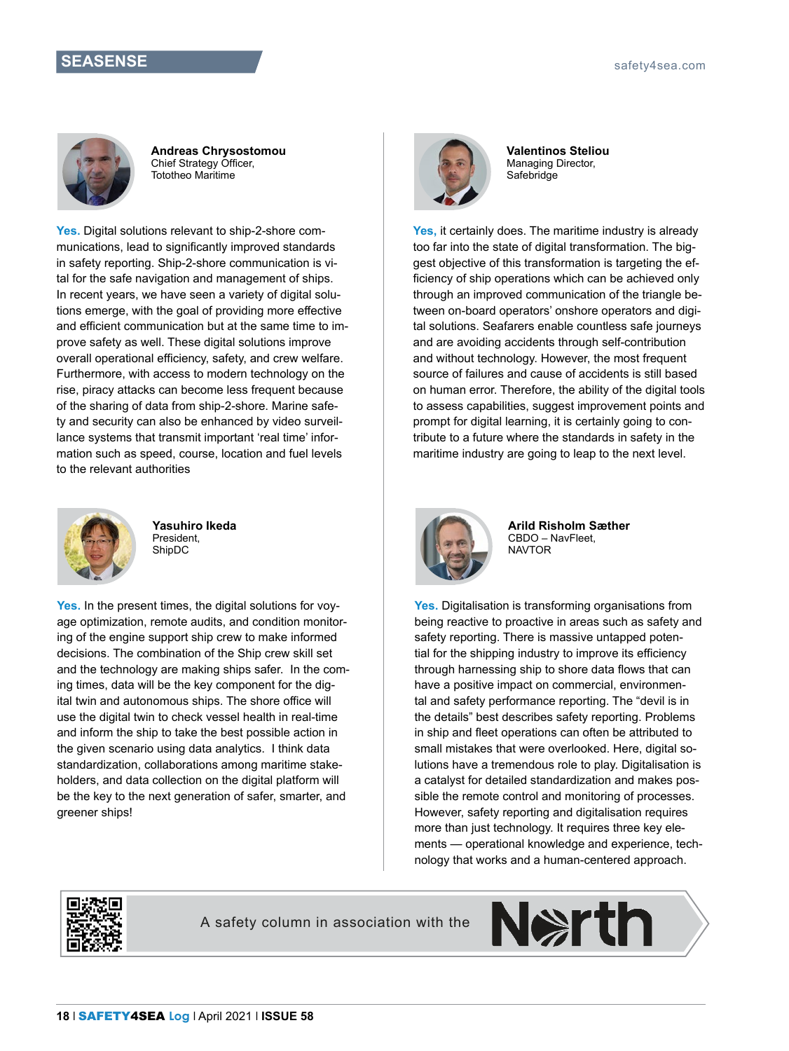**Andreas Chrysostomou**
Chief Strategy Officer,
Tototheo Maritime

**Yes.** Digital solutions relevant to ship-2-shore communications, lead to significantly improved standards in safety reporting. Ship-2-shore communication is vital for the safe navigation and management of ships. In recent years, we have seen a variety of digital solutions emerge, with the goal of providing more effective and efficient communication but at the same time to improve safety as well. These digital solutions improve overall operational efficiency, safety, and crew welfare. Furthermore, with access to modern technology on the rise, piracy attacks can become less frequent because of the sharing of data from ship-2-shore. Marine safety and security can also be enhanced by video surveillance systems that transmit important 'real time' information such as speed, course, location and fuel levels to the relevant authorities

**Yasuhiro Ikeda**
President,
ShipDC

**Yes.** In the present times, the digital solutions for voyage optimization, remote audits, and condition monitoring of the engine support ship crew to make informed decisions. The combination of the Ship crew skill set and the technology are making ships safer. In the coming times, data will be the key component for the digital twin and autonomous ships. The shore office will use the digital twin to check vessel health in real-time and inform the ship to take the best possible action in the given scenario using data analytics. I think data standardization, collaborations among maritime stakeholders, and data collection on the digital platform will be the key to the next generation of safer, smarter, and greener ships!

**Valentinos Steliou**
Managing Director,
Safebridge

**Yes,** it certainly does. The maritime industry is already too far into the state of digital transformation. The biggest objective of this transformation is targeting the efficiency of ship operations which can be achieved only through an improved communication of the triangle between on-board operators' onshore operators and digital solutions. Seafarers enable countless safe journeys and are avoiding accidents through self-contribution and without technology. However, the most frequent source of failures and cause of accidents is still based on human error. Therefore, the ability of the digital tools to assess capabilities, suggest improvement points and prompt for digital learning, it is certainly going to contribute to a future where the standards in safety in the maritime industry are going to leap to the next level.

**Arild Risholm Sæther**
CBDO – NavFleet,
NAVTOR

**Yes.** Digitalisation is transforming organisations from being reactive to proactive in areas such as safety and safety reporting. There is massive untapped potential for the shipping industry to improve its efficiency through harnessing ship to shore data flows that can have a positive impact on commercial, environmental and safety performance reporting. The "devil is in the details" best describes safety reporting. Problems in ship and fleet operations can often be attributed to small mistakes that were overlooked. Here, digital solutions have a tremendous role to play. Digitalisation is a catalyst for detailed standardization and makes possible the remote control and monitoring of processes. However, safety reporting and digitalisation requires more than just technology. It requires three key elements — operational knowledge and experience, technology that works and a human-centered approach.

A safety column in association with the North